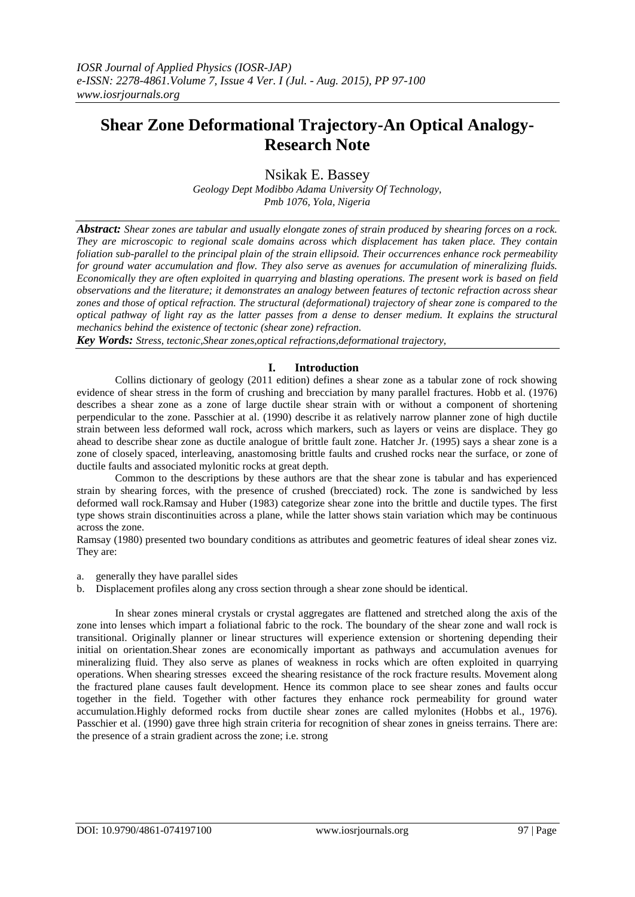# Shear Zone Deformational Trajectory-An Optical Analogy-Research Note

Nsikak E. Bassey

*Geology Dept Modibbo Adama University Of Technology, Pmb 1076, Yola, Nigeria*

***Abstract:*** *Shear zones are tabular and usually elongate zones of strain produced by shearing forces on a rock. They are microscopic to regional scale domains across which displacement has taken place. They contain foliation sub-parallel to the principal plain of the strain ellipsoid. Their occurrences enhance rock permeability for ground water accumulation and flow. They also serve as avenues for accumulation of mineralizing fluids. Economically they are often exploited in quarrying and blasting operations. The present work is based on field observations and the literature; it demonstrates an analogy between features of tectonic refraction across shear zones and those of optical refraction. The structural (deformational) trajectory of shear zone is compared to the optical pathway of light ray as the latter passes from a dense to denser medium. It explains the structural mechanics behind the existence of tectonic (shear zone) refraction.*

***Key Words:*** *Stress, tectonic,Shear zones,optical refractions,deformational trajectory,*

## I. Introduction

Collins dictionary of geology (2011 edition) defines a shear zone as a tabular zone of rock showing evidence of shear stress in the form of crushing and brecciation by many parallel fractures. Hobb et al. (1976) describes a shear zone as a zone of large ductile shear strain with or without a component of shortening perpendicular to the zone. Passchier at al. (1990) describe it as relatively narrow planner zone of high ductile strain between less deformed wall rock, across which markers, such as layers or veins are displace. They go ahead to describe shear zone as ductile analogue of brittle fault zone. Hatcher Jr. (1995) says a shear zone is a zone of closely spaced, interleaving, anastomosing brittle faults and crushed rocks near the surface, or zone of ductile faults and associated mylonitic rocks at great depth.

Common to the descriptions by these authors are that the shear zone is tabular and has experienced strain by shearing forces, with the presence of crushed (brecciated) rock. The zone is sandwiched by less deformed wall rock.Ramsay and Huber (1983) categorize shear zone into the brittle and ductile types. The first type shows strain discontinuities across a plane, while the latter shows stain variation which may be continuous across the zone.

Ramsay (1980) presented two boundary conditions as attributes and geometric features of ideal shear zones viz. They are:

a. generally they have parallel sides
b. Displacement profiles along any cross section through a shear zone should be identical.

In shear zones mineral crystals or crystal aggregates are flattened and stretched along the axis of the zone into lenses which impart a foliational fabric to the rock. The boundary of the shear zone and wall rock is transitional. Originally planner or linear structures will experience extension or shortening depending their initial on orientation.Shear zones are economically important as pathways and accumulation avenues for mineralizing fluid. They also serve as planes of weakness in rocks which are often exploited in quarrying operations. When shearing stresses exceed the shearing resistance of the rock fracture results. Movement along the fractured plane causes fault development. Hence its common place to see shear zones and faults occur together in the field. Together with other factures they enhance rock permeability for ground water accumulation.Highly deformed rocks from ductile shear zones are called mylonites (Hobbs et al., 1976). Passchier et al. (1990) gave three high strain criteria for recognition of shear zones in gneiss terrains. There are: the presence of a strain gradient across the zone; i.e. strong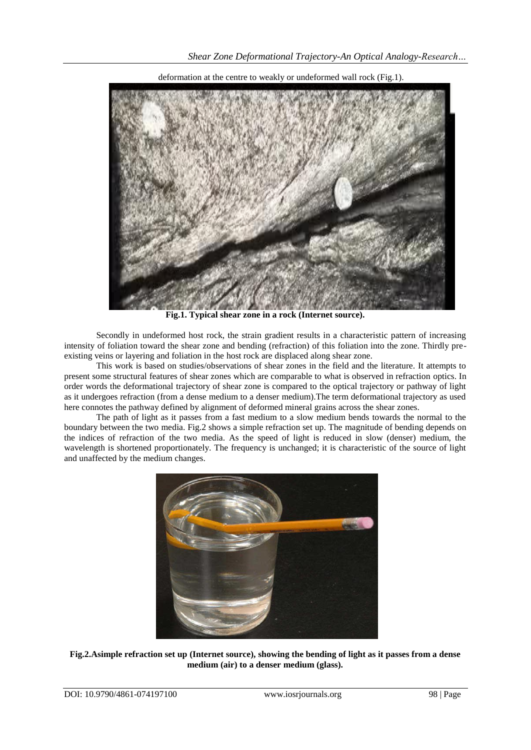deformation at the centre to weakly or undeformed wall rock (Fig.1).

**Fig.1. Typical shear zone in a rock (Internet source).**

Secondly in undeformed host rock, the strain gradient results in a characteristic pattern of increasing intensity of foliation toward the shear zone and bending (refraction) of this foliation into the zone. Thirdly pre-existing veins or layering and foliation in the host rock are displaced along shear zone.

This work is based on studies/observations of shear zones in the field and the literature. It attempts to present some structural features of shear zones which are comparable to what is observed in refraction optics. In order words the deformational trajectory of shear zone is compared to the optical trajectory or pathway of light as it undergoes refraction (from a dense medium to a denser medium).The term deformational trajectory as used here connotes the pathway defined by alignment of deformed mineral grains across the shear zones.

The path of light as it passes from a fast medium to a slow medium bends towards the normal to the boundary between the two media. Fig.2 shows a simple refraction set up. The magnitude of bending depends on the indices of refraction of the two media. As the speed of light is reduced in slow (denser) medium, the wavelength is shortened proportionately. The frequency is unchanged; it is characteristic of the source of light and unaffected by the medium changes.

**Fig.2.Asimple refraction set up (Internet source), showing the bending of light as it passes from a dense medium (air) to a denser medium (glass).**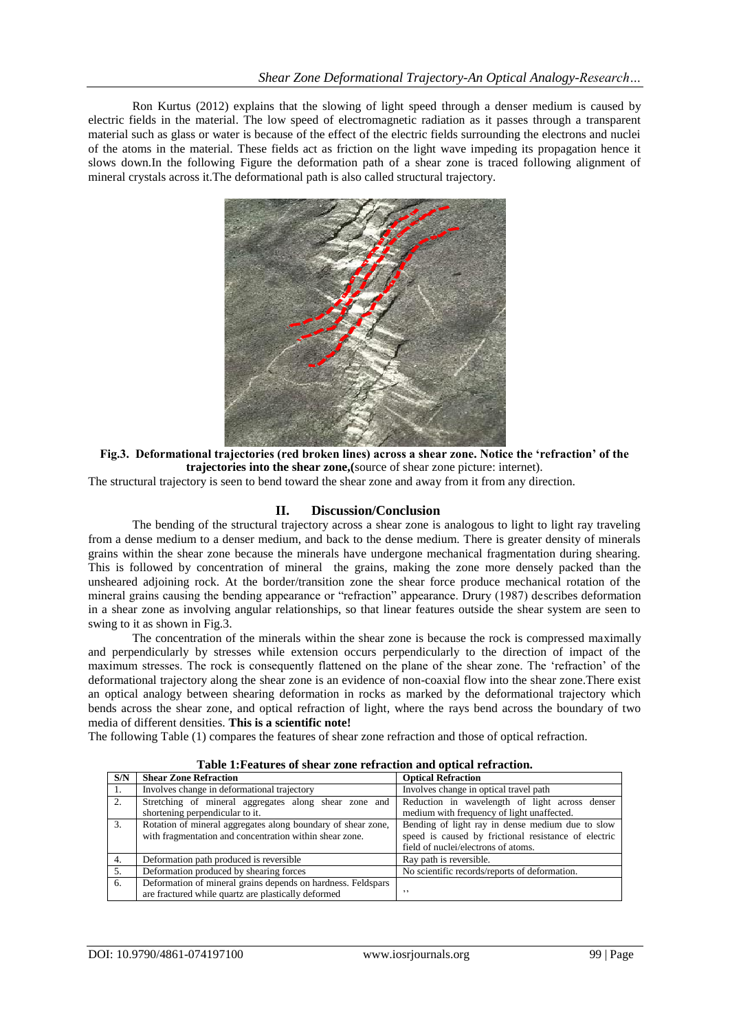Ron Kurtus (2012) explains that the slowing of light speed through a denser medium is caused by electric fields in the material. The low speed of electromagnetic radiation as it passes through a transparent material such as glass or water is because of the effect of the electric fields surrounding the electrons and nuclei of the atoms in the material. These fields act as friction on the light wave impeding its propagation hence it slows down.In the following Figure the deformation path of a shear zone is traced following alignment of mineral crystals across it.The deformational path is also called structural trajectory.

**Fig.3. Deformational trajectories (red broken lines) across a shear zone. Notice the 'refraction' of the trajectories into the shear zone,**(source of shear zone picture: internet).

The structural trajectory is seen to bend toward the shear zone and away from it from any direction.

## II. Discussion/Conclusion

The bending of the structural trajectory across a shear zone is analogous to light to light ray traveling from a dense medium to a denser medium, and back to the dense medium. There is greater density of minerals grains within the shear zone because the minerals have undergone mechanical fragmentation during shearing. This is followed by concentration of mineral the grains, making the zone more densely packed than the unsheared adjoining rock. At the border/transition zone the shear force produce mechanical rotation of the mineral grains causing the bending appearance or "refraction" appearance. Drury (1987) describes deformation in a shear zone as involving angular relationships, so that linear features outside the shear system are seen to swing to it as shown in Fig.3.

The concentration of the minerals within the shear zone is because the rock is compressed maximally and perpendicularly by stresses while extension occurs perpendicularly to the direction of impact of the maximum stresses. The rock is consequently flattened on the plane of the shear zone. The 'refraction' of the deformational trajectory along the shear zone is an evidence of non-coaxial flow into the shear zone.There exist an optical analogy between shearing deformation in rocks as marked by the deformational trajectory which bends across the shear zone, and optical refraction of light, where the rays bend across the boundary of two media of different densities. **This is a scientific note!**

The following Table (1) compares the features of shear zone refraction and those of optical refraction.

**Table 1:Features of shear zone refraction and optical refraction.**

| S/N | Shear Zone Refraction | Optical Refraction |
|---|---|---|
| 1. | Involves change in deformational trajectory | Involves change in optical travel path |
| 2. | Stretching of mineral aggregates along shear zone and shortening perpendicular to it. | Reduction in wavelength of light across denser medium with frequency of light unaffected. |
| 3. | Rotation of mineral aggregates along boundary of shear zone, with fragmentation and concentration within shear zone. | Bending of light ray in dense medium due to slow speed is caused by frictional resistance of electric field of nuclei/electrons of atoms. |
| 4. | Deformation path produced is reversible | Ray path is reversible. |
| 5. | Deformation produced by shearing forces | No scientific records/reports of deformation. |
| 6. | Deformation of mineral grains depends on hardness. Feldspars are fractured while quartz are plastically deformed | ,, |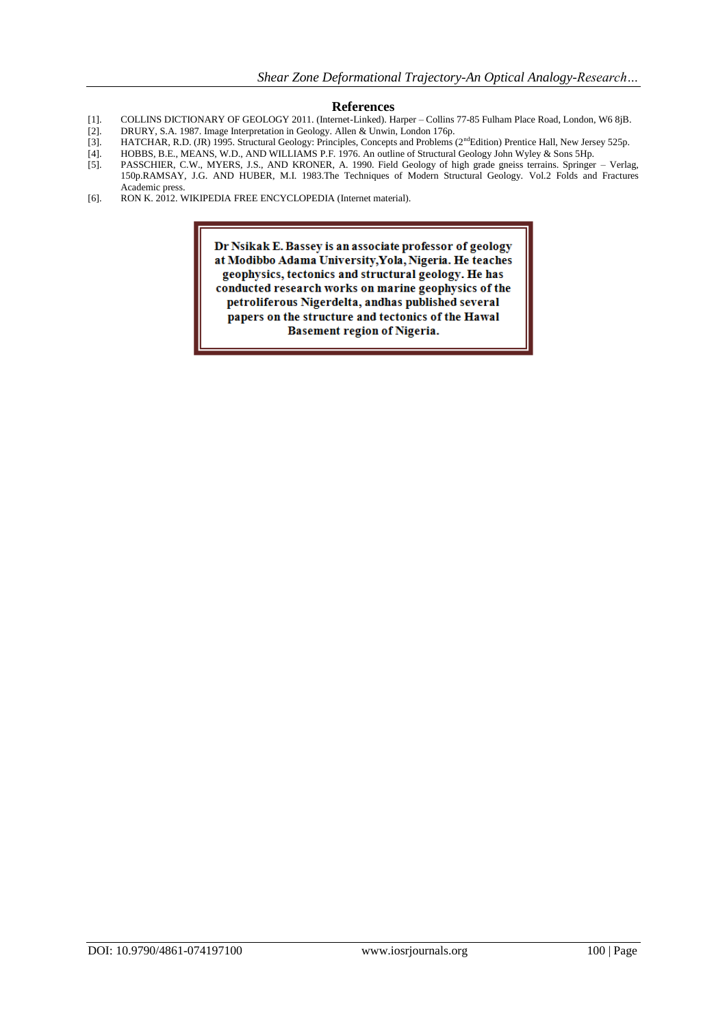## References

[1]. COLLINS DICTIONARY OF GEOLOGY 2011. (Internet-Linked). Harper – Collins 77-85 Fulham Place Road, London, W6 8jB.

[2]. DRURY, S.A. 1987. Image Interpretation in Geology. Allen & Unwin, London 176p.

[3]. HATCHAR, R.D. (JR) 1995. Structural Geology: Principles, Concepts and Problems (2nd Edition) Prentice Hall, New Jersey 525p.

[4]. HOBBS, B.E., MEANS, W.D., AND WILLIAMS P.F. 1976. An outline of Structural Geology John Wyley & Sons 5Hp.

[5]. PASSCHIER, C.W., MYERS, J.S., AND KRONER, A. 1990. Field Geology of high grade gneiss terrains. Springer – Verlag, 150p.RAMSAY, J.G. AND HUBER, M.I. 1983.The Techniques of Modern Structural Geology. Vol.2 Folds and Fractures Academic press.

[6]. RON K. 2012. WIKIPEDIA FREE ENCYCLOPEDIA (Internet material).

**Dr Nsikak E. Bassey is an associate professor of geology at Modibbo Adama University,Yola, Nigeria. He teaches geophysics, tectonics and structural geology. He has conducted research works on marine geophysics of the petroliferous Nigerdelta, andhas published several papers on the structure and tectonics of the Hawal Basement region of Nigeria.**